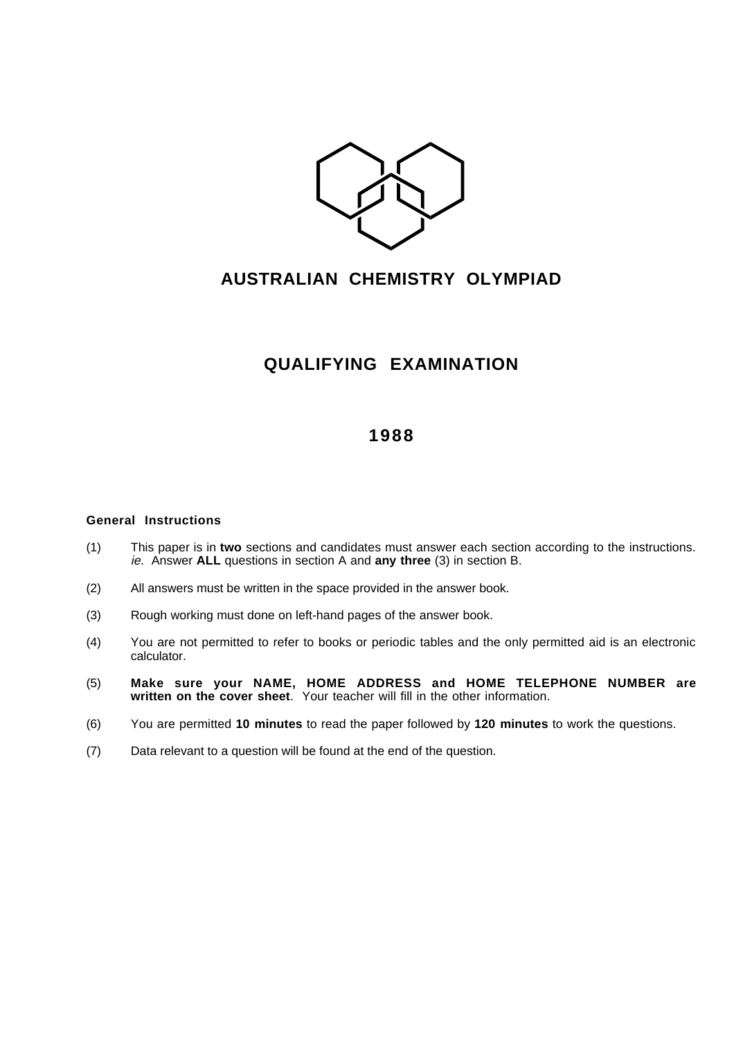# AUSTRALIAN CHEMISTRY OLYMPIAD

## QUALIFYING EXAMINATION

## 1988

**General Instructions**

(1) This paper is in **two** sections and candidates must answer each section according to the instructions. *ie.* Answer **ALL** questions in section A and **any three** (3) in section B.

(2) All answers must be written in the space provided in the answer book.

(3) Rough working must done on left-hand pages of the answer book.

(4) You are not permitted to refer to books or periodic tables and the only permitted aid is an electronic calculator.

(5) **Make sure your NAME, HOME ADDRESS and HOME TELEPHONE NUMBER are written on the cover sheet**. Your teacher will fill in the other information.

(6) You are permitted **10 minutes** to read the paper followed by **120 minutes** to work the questions.

(7) Data relevant to a question will be found at the end of the question.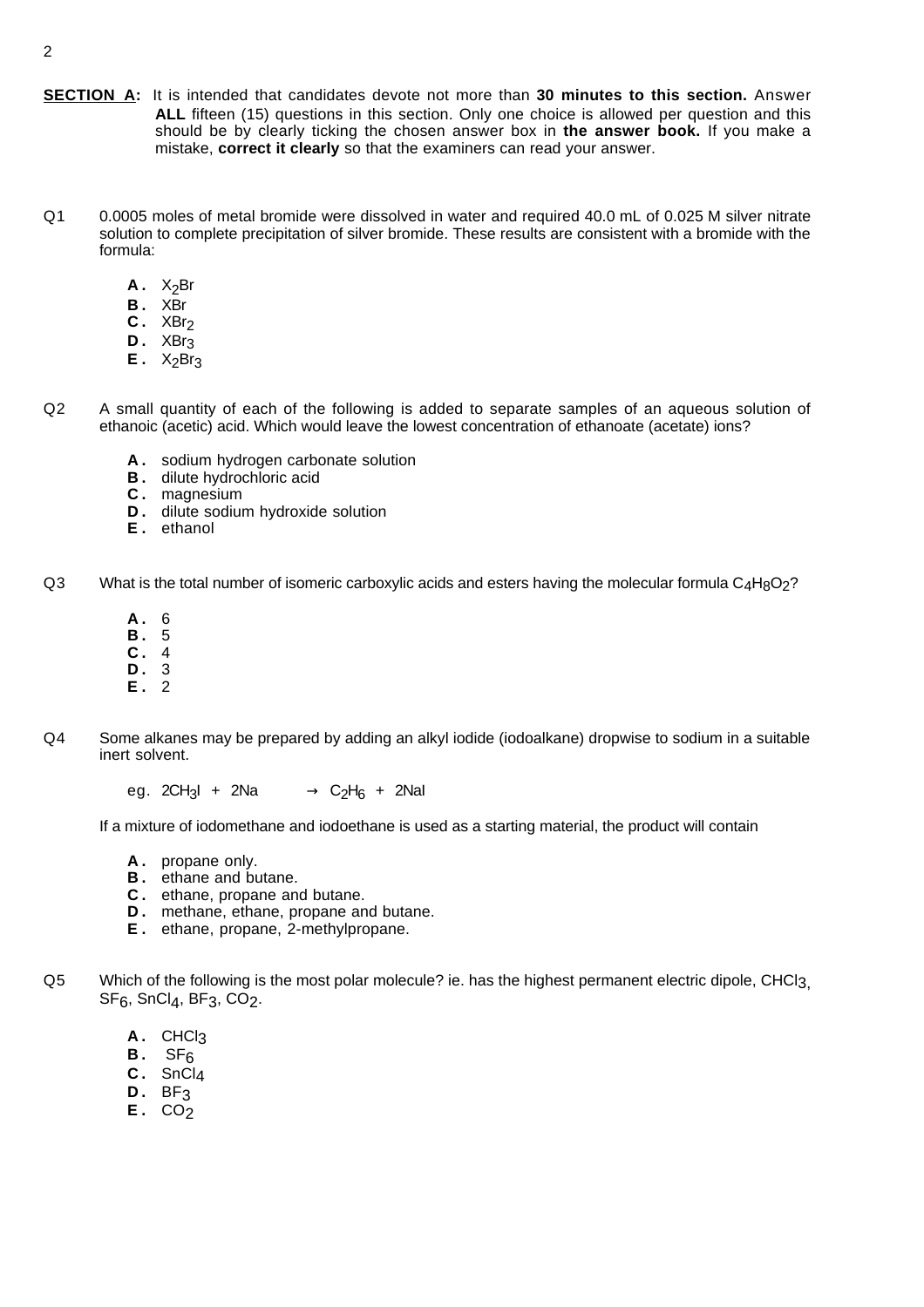**SECTION A:** It is intended that candidates devote not more than **30 minutes to this section.** Answer **ALL** fifteen (15) questions in this section. Only one choice is allowed per question and this should be by clearly ticking the chosen answer box in **the answer book.** If you make a mistake, **correct it clearly** so that the examiners can read your answer.

Q1 0.0005 moles of metal bromide were dissolved in water and required 40.0 mL of 0.025 M silver nitrate solution to complete precipitation of silver bromide. These results are consistent with a bromide with the formula:

- **A.** $X_2Br$
- **B.** $XBr$
- **C.** $XBr_2$
- **D.** $XBr_3$
- **E.** $X_2Br_3$

Q2 A small quantity of each of the following is added to separate samples of an aqueous solution of ethanoic (acetic) acid. Which would leave the lowest concentration of ethanoate (acetate) ions?

- **A.** sodium hydrogen carbonate solution
- **B.** dilute hydrochloric acid
- **C.** magnesium
- **D.** dilute sodium hydroxide solution
- **E.** ethanol

Q3 What is the total number of isomeric carboxylic acids and esters having the molecular formula $C_4H_8O_2$?

- **A.** 6
- **B.** 5
- **C.** 4
- **D.** 3
- **E.** 2

Q4 Some alkanes may be prepared by adding an alkyl iodide (iodoalkane) dropwise to sodium in a suitable inert solvent.

eg. $2CH_3I + 2Na \rightarrow C_2H_6 + 2NaI$

If a mixture of iodomethane and iodoethane is used as a starting material, the product will contain

- **A.** propane only.
- **B.** ethane and butane.
- **C.** ethane, propane and butane.
- **D.** methane, ethane, propane and butane.
- **E.** ethane, propane, 2-methylpropane.

Q5 Which of the following is the most polar molecule? ie. has the highest permanent electric dipole, $CHCl_3$, $SF_6$, $SnCl_4$, $BF_3$, $CO_2$.

- **A.** $CHCl_3$
- **B.** $SF_6$
- **C.** $SnCl_4$
- **D.** $BF_3$
- **E.** $CO_2$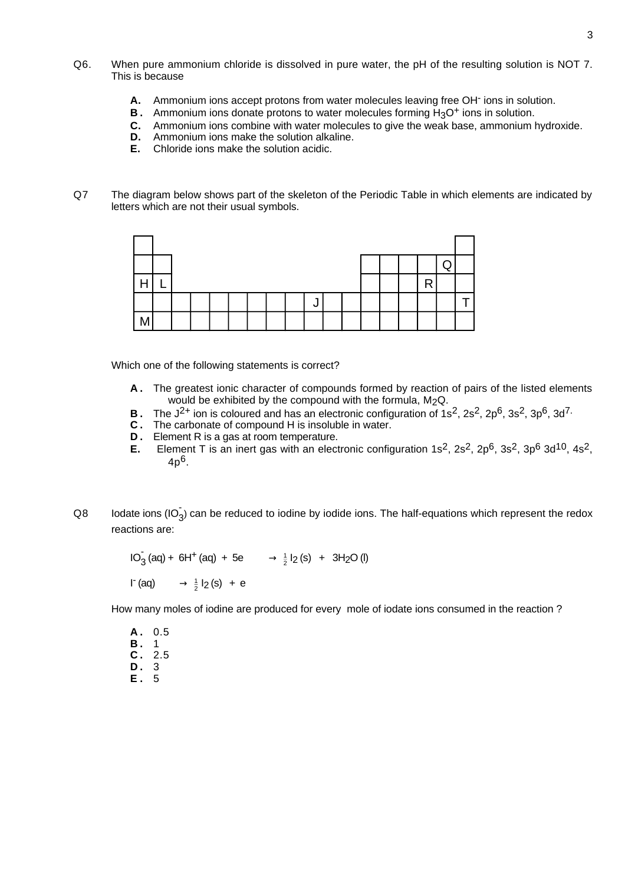Q6. When pure ammonium chloride is dissolved in pure water, the pH of the resulting solution is NOT 7. This is because

- **A.** Ammonium ions accept protons from water molecules leaving free $OH^-$ ions in solution.
- **B.** Ammonium ions donate protons to water molecules forming $H_3O^+$ ions in solution.
- **C.** Ammonium ions combine with water molecules to give the weak base, ammonium hydroxide.
- **D.** Ammonium ions make the solution alkaline.
- **E.** Chloride ions make the solution acidic.

Q7 The diagram below shows part of the skeleton of the Periodic Table in which elements are indicated by letters which are not their usual symbols.

| | | | | | | | | | | | | | | | | | |
|---|---|---|---|---|---|---|---|---|---|---|---|---|---|---|---|---|---|
| | | | | | | | | | | | | | | | | | |
| H | L | | | | | | | | | | | | | | R | | |
| | | | | | | | | | J | | | | | | | | T |
| M | | | | | | | | | | | | | | | | | |

(Row 1: only the first and last columns are present. Row 2: columns 1–2 and 13–18 are present, with Q in column 17. Row 3: columns 1–2 and 13–18 are present.)

Which one of the following statements is correct?

- **A.** The greatest ionic character of compounds formed by reaction of pairs of the listed elements would be exhibited by the compound with the formula, $M_2Q$.
- **B.** The $J^{2+}$ ion is coloured and has an electronic configuration of $1s^2, 2s^2, 2p^6, 3s^2, 3p^6, 3d^7$.
- **C.** The carbonate of compound H is insoluble in water.
- **D.** Element R is a gas at room temperature.
- **E.** Element T is an inert gas with an electronic configuration $1s^2, 2s^2, 2p^6, 3s^2, 3p^6\ 3d^{10}, 4s^2, 4p^6$.

Q8 Iodate ions ($IO_3^-$) can be reduced to iodine by iodide ions. The half-equations which represent the redox reactions are:

$$IO_3^- (aq) + 6H^+ (aq) + 5e \rightarrow \tfrac{1}{2} I_2 (s) + 3H_2O (l)$$

$$I^- (aq) \rightarrow \tfrac{1}{2} I_2 (s) + e$$

How many moles of iodine are produced for every mole of iodate ions consumed in the reaction ?

- **A.** 0.5
- **B.** 1
- **C.** 2.5
- **D.** 3
- **E.** 5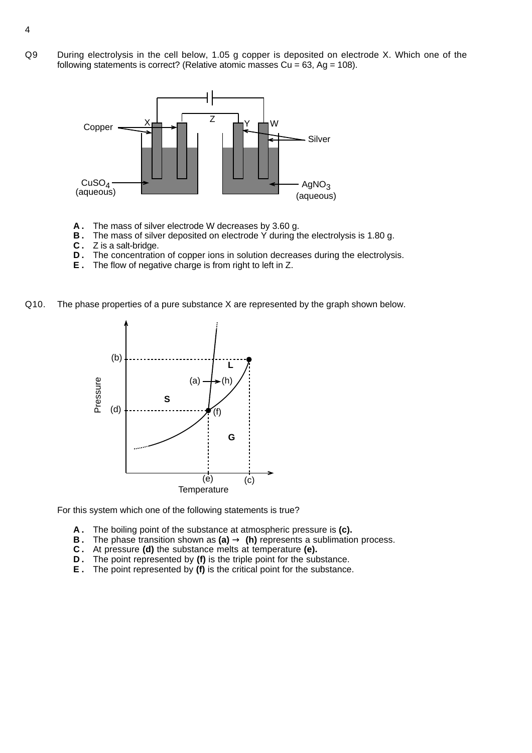Q9 During electrolysis in the cell below, 1.05 g copper is deposited on electrode X. Which one of the following statements is correct? (Relative atomic masses Cu = 63, Ag = 108).

**A .** The mass of silver electrode W decreases by 3.60 g.
**B .** The mass of silver deposited on electrode Y during the electrolysis is 1.80 g.
**C .** Z is a salt-bridge.
**D .** The concentration of copper ions in solution decreases during the electrolysis.
**E .** The flow of negative charge is from right to left in Z.

Q10. The phase properties of a pure substance X are represented by the graph shown below.

For this system which one of the following statements is true?

**A .** The boiling point of the substance at atmospheric pressure is **(c).**
**B .** The phase transition shown as **(a)** → **(h)** represents a sublimation process.
**C .** At pressure **(d)** the substance melts at temperature **(e).**
**D .** The point represented by **(f)** is the triple point for the substance.
**E .** The point represented by **(f)** is the critical point for the substance.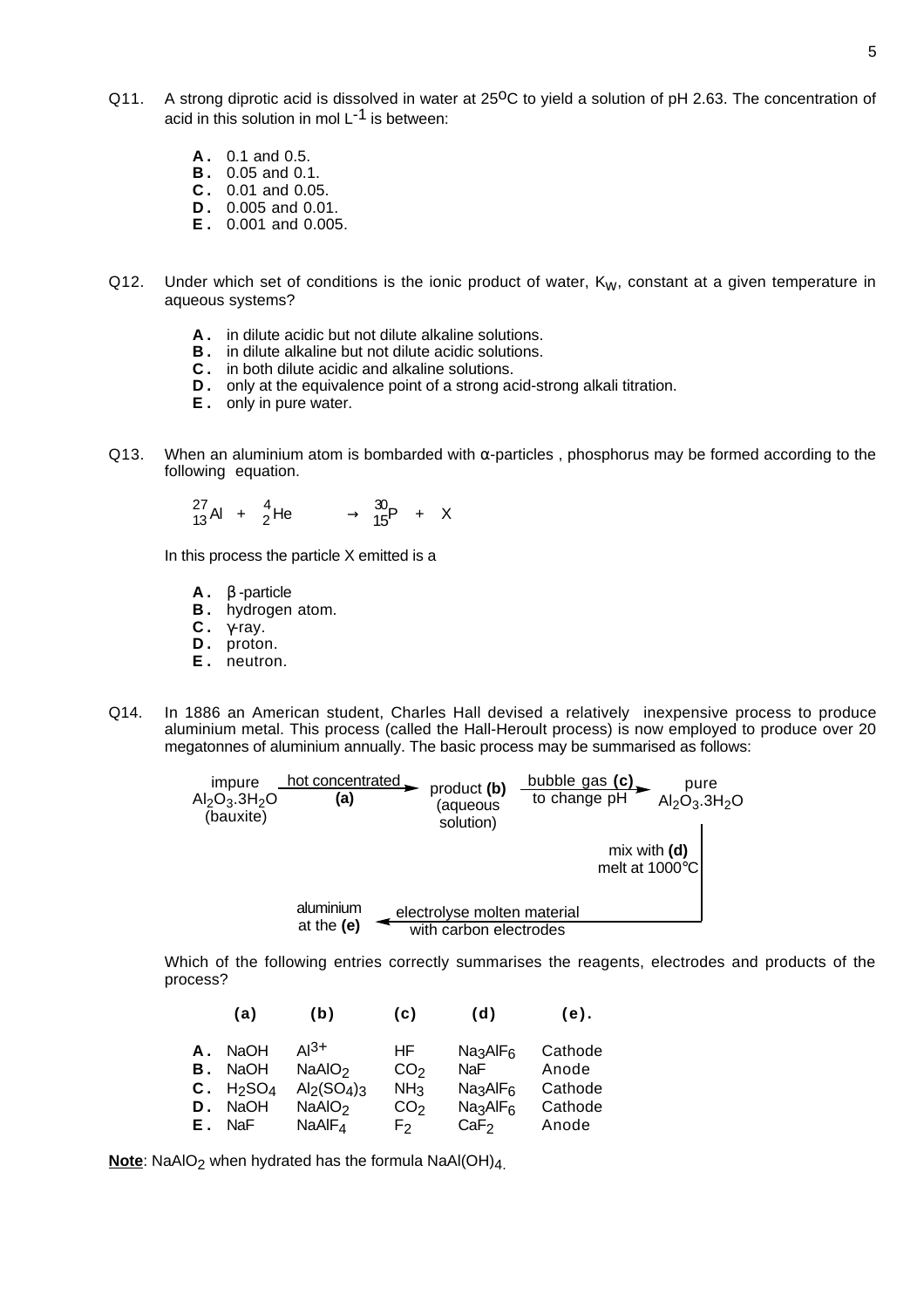Q11. A strong diprotic acid is dissolved in water at 25°C to yield a solution of pH 2.63. The concentration of acid in this solution in mol $L^{-1}$ is between:

- **A.** 0.1 and 0.5.
- **B.** 0.05 and 0.1.
- **C.** 0.01 and 0.05.
- **D.** 0.005 and 0.01.
- **E.** 0.001 and 0.005.

Q12. Under which set of conditions is the ionic product of water, $K_W$, constant at a given temperature in aqueous systems?

- **A.** in dilute acidic but not dilute alkaline solutions.
- **B.** in dilute alkaline but not dilute acidic solutions.
- **C.** in both dilute acidic and alkaline solutions.
- **D.** only at the equivalence point of a strong acid-strong alkali titration.
- **E.** only in pure water.

Q13. When an aluminium atom is bombarded with α-particles , phosphorus may be formed according to the following equation.

$$^{27}_{13}Al + ^{4}_{2}He \rightarrow ^{30}_{15}P + X$$

In this process the particle X emitted is a

- **A.** β-particle
- **B.** hydrogen atom.
- **C.** γ-ray.
- **D.** proton.
- **E.** neutron.

Q14. In 1886 an American student, Charles Hall devised a relatively inexpensive process to produce aluminium metal. This process (called the Hall-Heroult process) is now employed to produce over 20 megatonnes of aluminium annually. The basic process may be summarised as follows:

impure $Al_2O_3.3H_2O$ (bauxite) —hot concentrated **(a)**→ product **(b)** (aqueous solution) —bubble gas **(c)** to change pH→ pure $Al_2O_3.3H_2O$ —mix with **(d)**, melt at 1000°C→ electrolyse molten material with carbon electrodes → aluminium at the **(e)**

Which of the following entries correctly summarises the reagents, electrodes and products of the process?

| | (a) | (b) | (c) | (d) | (e). |
|---|---|---|---|---|---|
| **A.** | NaOH | $Al^{3+}$ | HF | $Na_3AlF_6$ | Cathode |
| **B.** | NaOH | $NaAlO_2$ | $CO_2$ | NaF | Anode |
| **C.** | $H_2SO_4$ | $Al_2(SO_4)_3$ | $NH_3$ | $Na_3AlF_6$ | Cathode |
| **D.** | NaOH | $NaAlO_2$ | $CO_2$ | $Na_3AlF_6$ | Cathode |
| **E.** | NaF | $NaAlF_4$ | $F_2$ | $CaF_2$ | Anode |

**Note**: $NaAlO_2$ when hydrated has the formula $NaAl(OH)_4$.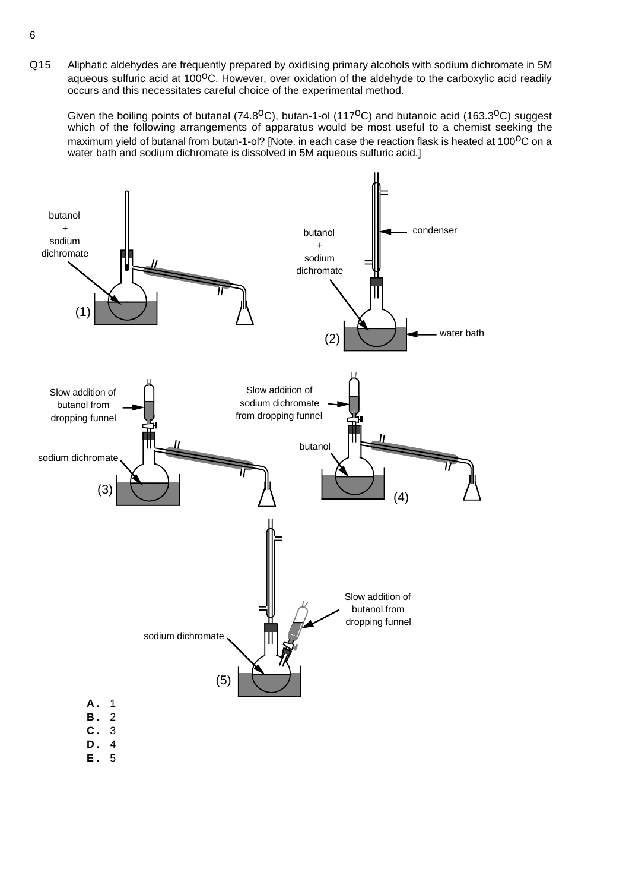Q15 Aliphatic aldehydes are frequently prepared by oxidising primary alcohols with sodium dichromate in 5M aqueous sulfuric acid at 100$^oC$. However, over oxidation of the aldehyde to the carboxylic acid readily occurs and this necessitates careful choice of the experimental method.

Given the boiling points of butanal (74.8$^oC$), butan-1-ol (117$^oC$) and butanoic acid (163.3$^oC$) suggest which of the following arrangements of apparatus would be most useful to a chemist seeking the maximum yield of butanal from butan-1-ol? [Note. in each case the reaction flask is heated at 100$^oC$ on a water bath and sodium dichromate is dissolved in 5M aqueous sulfuric acid.]

(1) butanol + sodium dichromate

(2) butanol + sodium dichromate; condenser; water bath

(3) Slow addition of butanol from dropping funnel; sodium dichromate

(4) Slow addition of sodium dichromate from dropping funnel; butanol

(5) Slow addition of butanol from dropping funnel; sodium dichromate

**A.** 1
**B.** 2
**C.** 3
**D.** 4
**E.** 5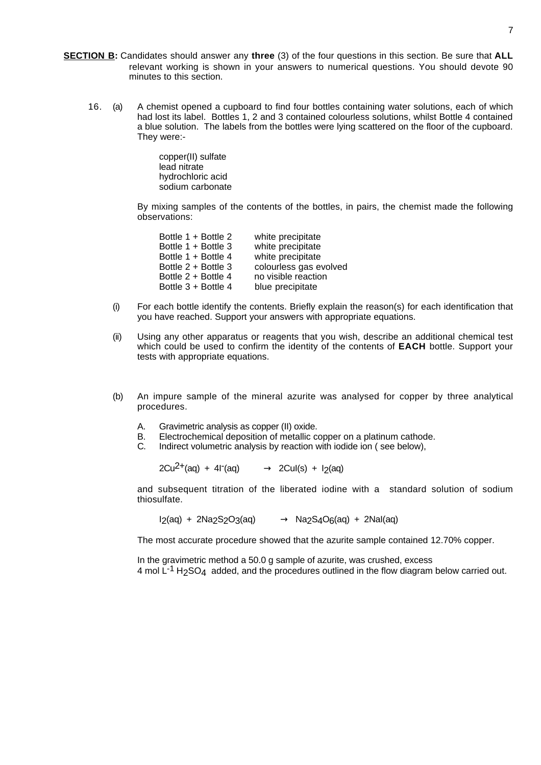**SECTION B:** Candidates should answer any **three** (3) of the four questions in this section. Be sure that **ALL** relevant working is shown in your answers to numerical questions. You should devote 90 minutes to this section.

16. (a) A chemist opened a cupboard to find four bottles containing water solutions, each of which had lost its label. Bottles 1, 2 and 3 contained colourless solutions, whilst Bottle 4 contained a blue solution. The labels from the bottles were lying scattered on the floor of the cupboard. They were:-

copper(II) sulfate
lead nitrate
hydrochloric acid
sodium carbonate

By mixing samples of the contents of the bottles, in pairs, the chemist made the following observations:

| | |
|---|---|
| Bottle 1 + Bottle 2 | white precipitate |
| Bottle 1 + Bottle 3 | white precipitate |
| Bottle 1 + Bottle 4 | white precipitate |
| Bottle 2 + Bottle 3 | colourless gas evolved |
| Bottle 2 + Bottle 4 | no visible reaction |
| Bottle 3 + Bottle 4 | blue precipitate |

(i) For each bottle identify the contents. Briefly explain the reason(s) for each identification that you have reached. Support your answers with appropriate equations.

(ii) Using any other apparatus or reagents that you wish, describe an additional chemical test which could be used to confirm the identity of the contents of **EACH** bottle. Support your tests with appropriate equations.

(b) An impure sample of the mineral azurite was analysed for copper by three analytical procedures.

A. Gravimetric analysis as copper (II) oxide.
B. Electrochemical deposition of metallic copper on a platinum cathode.
C. Indirect volumetric analysis by reaction with iodide ion ( see below),

$$2Cu^{2+}(aq) + 4I^{-}(aq) \rightarrow 2CuI(s) + I_2(aq)$$

and subsequent titration of the liberated iodine with a standard solution of sodium thiosulfate.

$$I_2(aq) + 2Na_2S_2O_3(aq) \rightarrow Na_2S_4O_6(aq) + 2NaI(aq)$$

The most accurate procedure showed that the azurite sample contained 12.70% copper.

In the gravimetric method a 50.0 g sample of azurite, was crushed, excess 4 mol $L^{-1}$ $H_2SO_4$ added, and the procedures outlined in the flow diagram below carried out.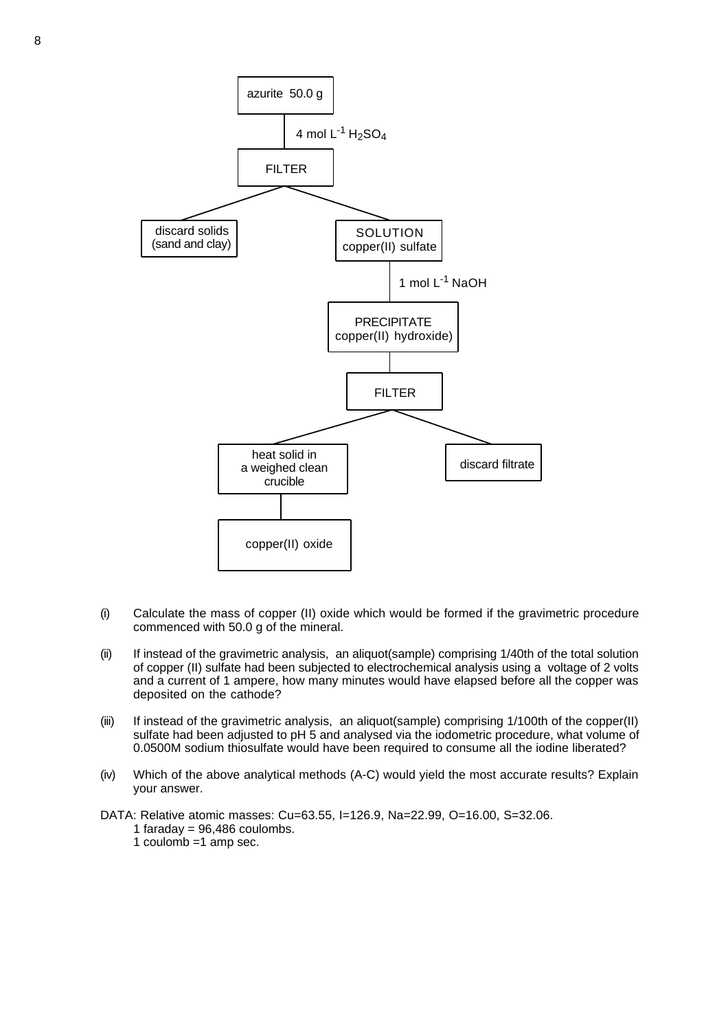```
azurite 50.0 g
   |
   |  4 mol L^-1 H2SO4
   |
FILTER
   |-------------------------------|
discard solids                  SOLUTION
(sand and clay)                 copper(II) sulfate
                                   |
                                   |  1 mol L^-1 NaOH
                                   |
                                PRECIPITATE
                                copper(II) hydroxide)
                                   |
                                FILTER
                                   |
              |--------------------|--------------------|
        heat solid in                              discard filtrate
        a weighed clean
        crucible
              |
        copper(II) oxide
```

(i) Calculate the mass of copper (II) oxide which would be formed if the gravimetric procedure commenced with 50.0 g of the mineral.

(ii) If instead of the gravimetric analysis, an aliquot(sample) comprising 1/40th of the total solution of copper (II) sulfate had been subjected to electrochemical analysis using a voltage of 2 volts and a current of 1 ampere, how many minutes would have elapsed before all the copper was deposited on the cathode?

(iii) If instead of the gravimetric analysis, an aliquot(sample) comprising 1/100th of the copper(II) sulfate had been adjusted to pH 5 and analysed via the iodometric procedure, what volume of 0.0500M sodium thiosulfate would have been required to consume all the iodine liberated?

(iv) Which of the above analytical methods (A-C) would yield the most accurate results? Explain your answer.

DATA: Relative atomic masses: Cu=63.55, I=126.9, Na=22.99, O=16.00, S=32.06.
1 faraday = 96,486 coulombs.
1 coulomb =1 amp sec.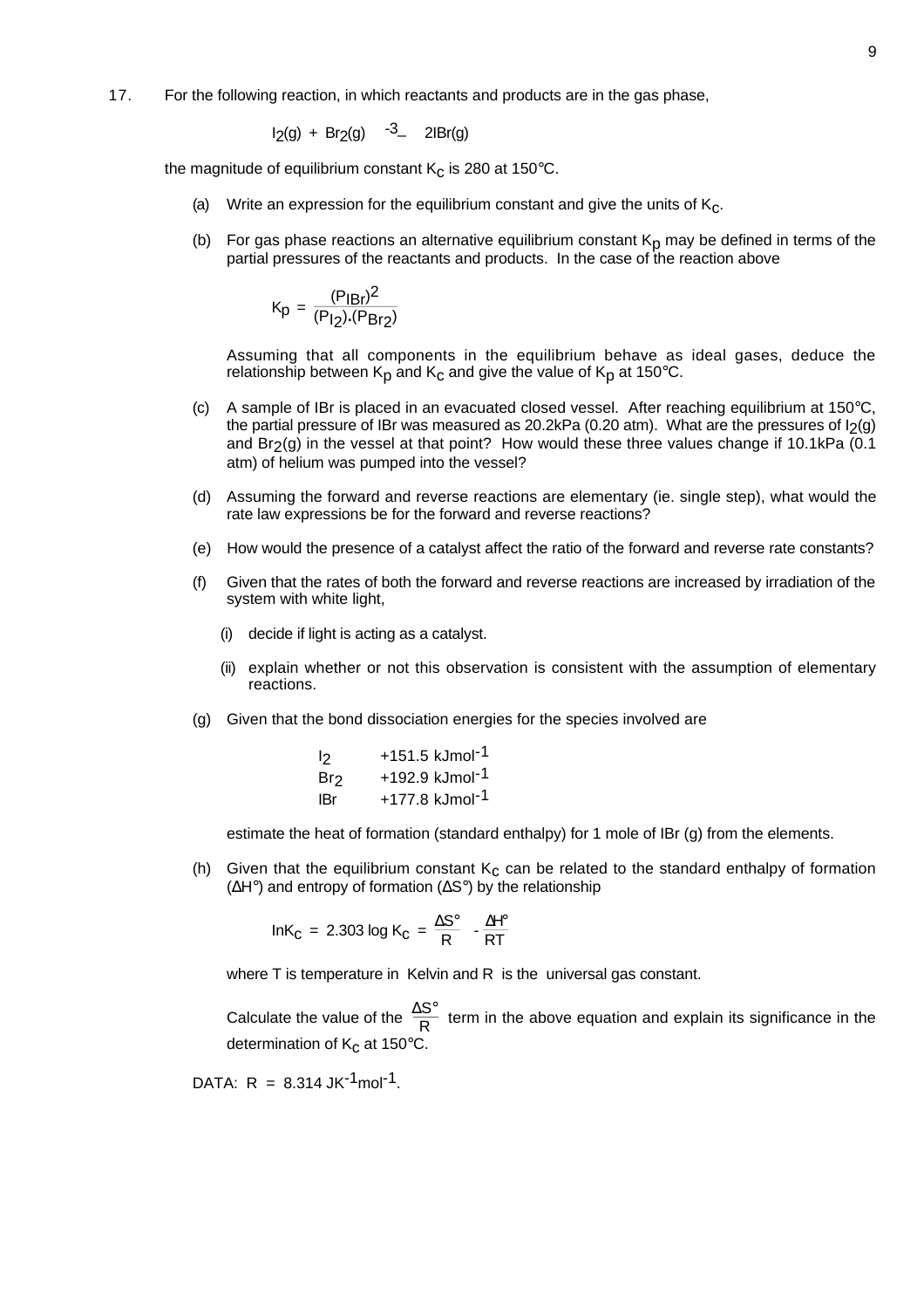17. For the following reaction, in which reactants and products are in the gas phase,

$$I_2(g) + Br_2(g) \rightleftharpoons 2IBr(g)$$

the magnitude of equilibrium constant $K_c$ is 280 at 150°C.

(a) Write an expression for the equilibrium constant and give the units of $K_c$.

(b) For gas phase reactions an alternative equilibrium constant $K_p$ may be defined in terms of the partial pressures of the reactants and products. In the case of the reaction above

$$K_p = \frac{(P_{IBr})^2}{(P_{I_2}).(P_{Br_2})}$$

Assuming that all components in the equilibrium behave as ideal gases, deduce the relationship between $K_p$ and $K_c$ and give the value of $K_p$ at 150°C.

(c) A sample of IBr is placed in an evacuated closed vessel. After reaching equilibrium at 150°C, the partial pressure of IBr was measured as 20.2kPa (0.20 atm). What are the pressures of $I_2$(g) and $Br_2$(g) in the vessel at that point? How would these three values change if 10.1kPa (0.1 atm) of helium was pumped into the vessel?

(d) Assuming the forward and reverse reactions are elementary (ie. single step), what would the rate law expressions be for the forward and reverse reactions?

(e) How would the presence of a catalyst affect the ratio of the forward and reverse rate constants?

(f) Given that the rates of both the forward and reverse reactions are increased by irradiation of the system with white light,

(i) decide if light is acting as a catalyst.

(ii) explain whether or not this observation is consistent with the assumption of elementary reactions.

(g) Given that the bond dissociation energies for the species involved are

| | |
|---|---|
| $I_2$ | +151.5 $kJmol^{-1}$ |
| $Br_2$ | +192.9 $kJmol^{-1}$ |
| IBr | +177.8 $kJmol^{-1}$ |

estimate the heat of formation (standard enthalpy) for 1 mole of IBr (g) from the elements.

(h) Given that the equilibrium constant $K_c$ can be related to the standard enthalpy of formation ($\Delta H°$) and entropy of formation ($\Delta S°$) by the relationship

$$\ln K_c = 2.303 \log K_c = \frac{\Delta S°}{R} - \frac{\Delta H°}{RT}$$

where T is temperature in Kelvin and R is the universal gas constant.

Calculate the value of the $\frac{\Delta S°}{R}$ term in the above equation and explain its significance in the determination of $K_c$ at 150°C.

DATA: $R = 8.314\ JK^{-1}mol^{-1}$.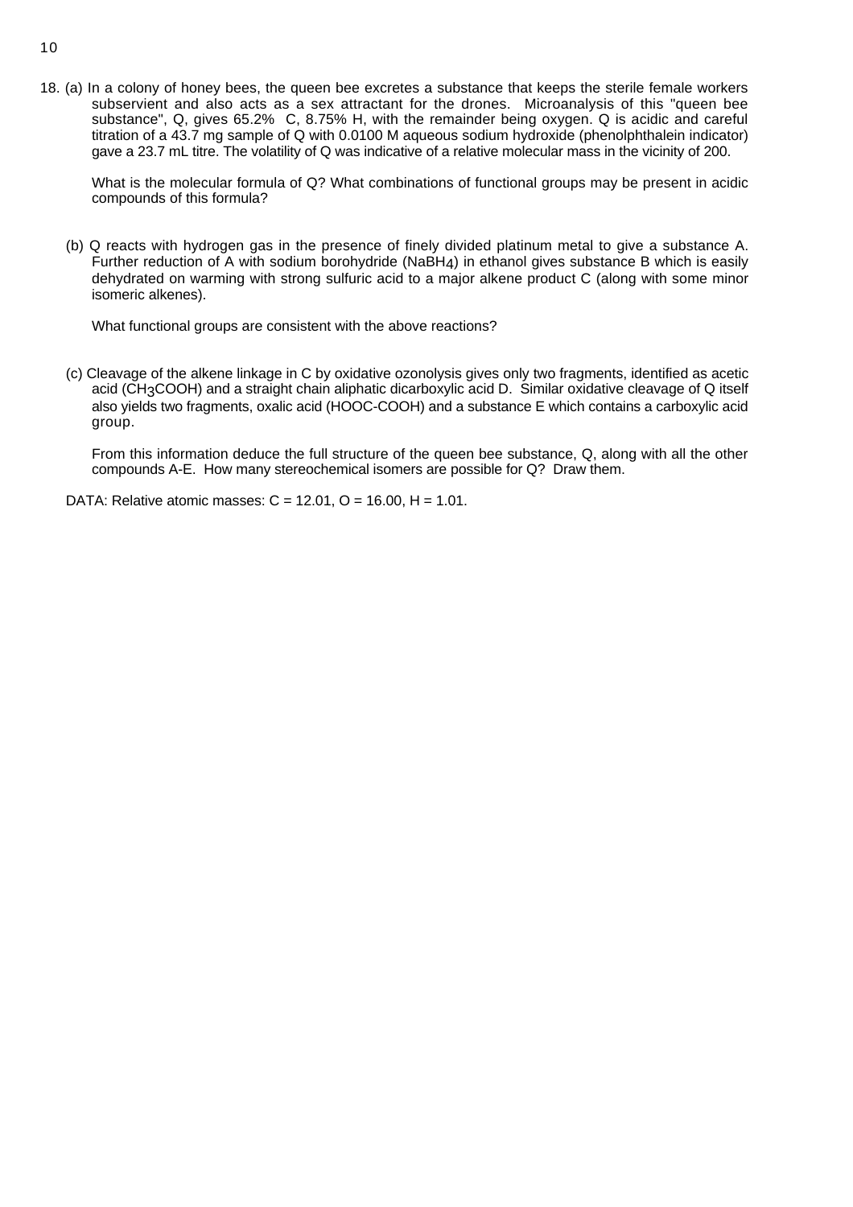18. (a) In a colony of honey bees, the queen bee excretes a substance that keeps the sterile female workers subservient and also acts as a sex attractant for the drones. Microanalysis of this "queen bee substance", Q, gives 65.2% C, 8.75% H, with the remainder being oxygen. Q is acidic and careful titration of a 43.7 mg sample of Q with 0.0100 M aqueous sodium hydroxide (phenolphthalein indicator) gave a 23.7 mL titre. The volatility of Q was indicative of a relative molecular mass in the vicinity of 200.

    What is the molecular formula of Q? What combinations of functional groups may be present in acidic compounds of this formula?

    (b) Q reacts with hydrogen gas in the presence of finely divided platinum metal to give a substance A. Further reduction of A with sodium borohydride ($NaBH_4$) in ethanol gives substance B which is easily dehydrated on warming with strong sulfuric acid to a major alkene product C (along with some minor isomeric alkenes).

    What functional groups are consistent with the above reactions?

    (c) Cleavage of the alkene linkage in C by oxidative ozonolysis gives only two fragments, identified as acetic acid ($CH_3COOH$) and a straight chain aliphatic dicarboxylic acid D. Similar oxidative cleavage of Q itself also yields two fragments, oxalic acid (HOOC-COOH) and a substance E which contains a carboxylic acid group.

    From this information deduce the full structure of the queen bee substance, Q, along with all the other compounds A-E. How many stereochemical isomers are possible for Q? Draw them.

    DATA: Relative atomic masses: C = 12.01, O = 16.00, H = 1.01.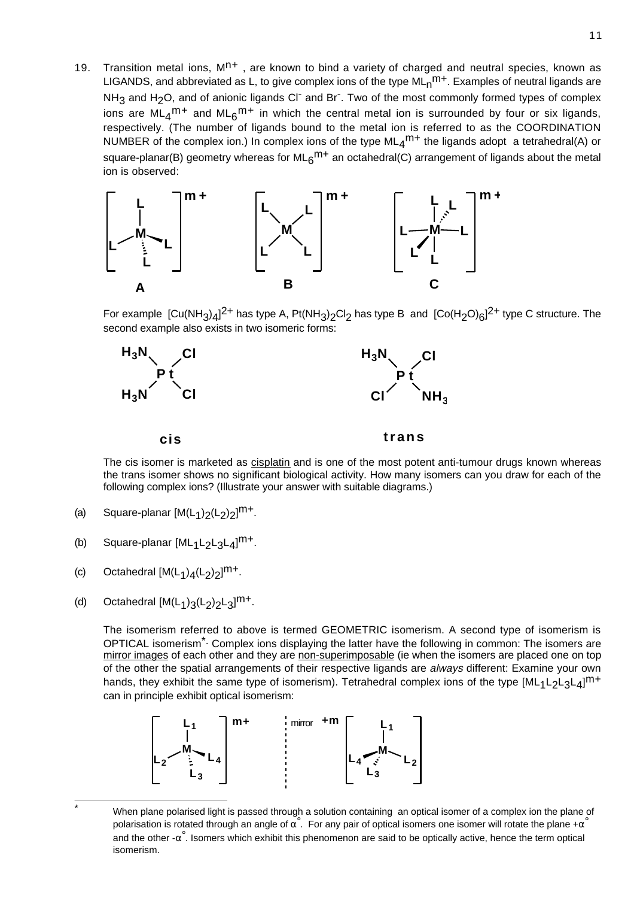19. Transition metal ions, $M^{n+}$, are known to bind a variety of charged and neutral species, known as LIGANDS, and abbreviated as L, to give complex ions of the type $ML_n^{m+}$. Examples of neutral ligands are $NH_3$ and $H_2O$, and of anionic ligands $Cl^-$ and $Br^-$. Two of the most commonly formed types of complex ions are $ML_4^{m+}$ and $ML_6^{m+}$ in which the central metal ion is surrounded by four or six ligands, respectively. (The number of ligands bound to the metal ion is referred to as the COORDINATION NUMBER of the complex ion.) In complex ions of the type $ML_4^{m+}$ the ligands adopt a tetrahedral(A) or square-planar(B) geometry whereas for $ML_6^{m+}$ an octahedral(C) arrangement of ligands about the metal ion is observed:

A B C

For example $[Cu(NH_3)_4]^{2+}$ has type A, $Pt(NH_3)_2Cl_2$ has type B and $[Co(H_2O)_6]^{2+}$ type C structure. The second example also exists in two isomeric forms:

cis trans

The cis isomer is marketed as cisplatin and is one of the most potent anti-tumour drugs known whereas the trans isomer shows no significant biological activity. How many isomers can you draw for each of the following complex ions? (Illustrate your answer with suitable diagrams.)

(a) Square-planar $[M(L_1)_2(L_2)_2]^{m+}$.

(b) Square-planar $[ML_1L_2L_3L_4]^{m+}$.

(c) Octahedral $[M(L_1)_4(L_2)_2]^{m+}$.

(d) Octahedral $[M(L_1)_3(L_2)_2L_3]^{m+}$.

The isomerism referred to above is termed GEOMETRIC isomerism. A second type of isomerism is OPTICAL isomerism*. Complex ions displaying the latter have the following in common: The isomers are mirror images of each other and they are non-superimposable (ie when the isomers are placed one on top of the other the spatial arrangements of their respective ligands are *always* different: Examine your own hands, they exhibit the same type of isomerism). Tetrahedral complex ions of the type $[ML_1L_2L_3L_4]^{m+}$ can in principle exhibit optical isomerism:

mirror

\* When plane polarised light is passed through a solution containing an optical isomer of a complex ion the plane of polarisation is rotated through an angle of $\alpha^\circ$. For any pair of optical isomers one isomer will rotate the plane $+\alpha^\circ$ and the other $-\alpha^\circ$. Isomers which exhibit this phenomenon are said to be optically active, hence the term optical isomerism.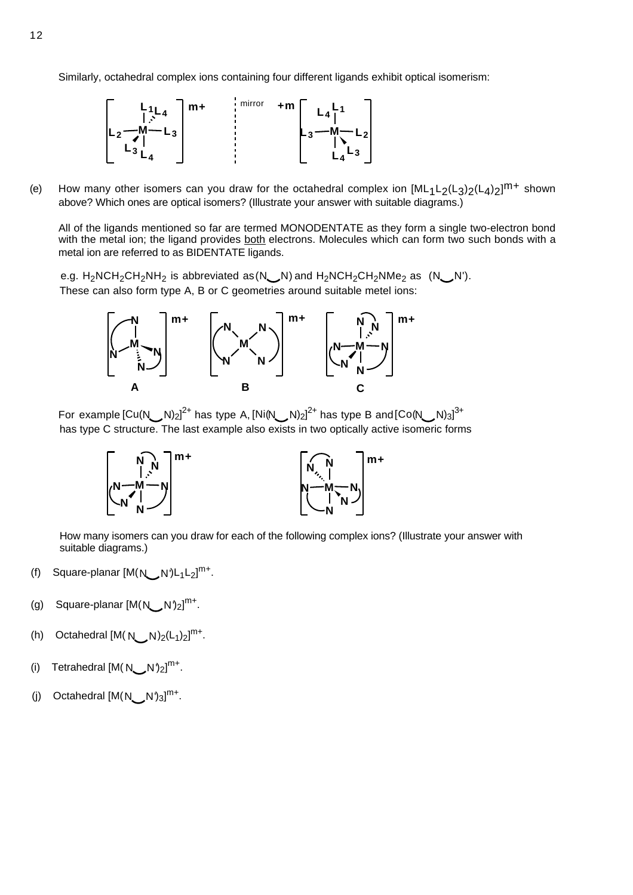Similarly, octahedral complex ions containing four different ligands exhibit optical isomerism:

mirror

(e) How many other isomers can you draw for the octahedral complex ion $[ML_1L_2(L_3)_2(L_4)_2]^{m+}$ shown above? Which ones are optical isomers? (Illustrate your answer with suitable diagrams.)

All of the ligands mentioned so far are termed MONODENTATE as they form a single two-electron bond with the metal ion; the ligand provides both electrons. Molecules which can form two such bonds with a metal ion are referred to as BIDENTATE ligands.

e.g. $H_2NCH_2CH_2NH_2$ is abbreviated as (N‿N) and $H_2NCH_2CH_2NMe_2$ as (N‿N').
These can also form type A, B or C geometries around suitable metel ions:

A

B

C

For example $[Cu(N‿N)_2]^{2+}$ has type A, $[Ni(N‿N)_2]^{2+}$ has type B and $[Co(N‿N)_3]^{3+}$ has type C structure. The last example also exists in two optically active isomeric forms

How many isomers can you draw for each of the following complex ions? (Illustrate your answer with suitable diagrams.)

(f) Square-planar $[M(N‿N')L_1L_2]^{m+}$.

(g) Square-planar $[M(N‿N')_2]^{m+}$.

(h) Octahedral $[M(N‿N)_2(L_1)_2]^{m+}$.

(i) Tetrahedral $[M(N‿N')_2]^{m+}$.

(j) Octahedral $[M(N‿N')_3]^{m+}$.